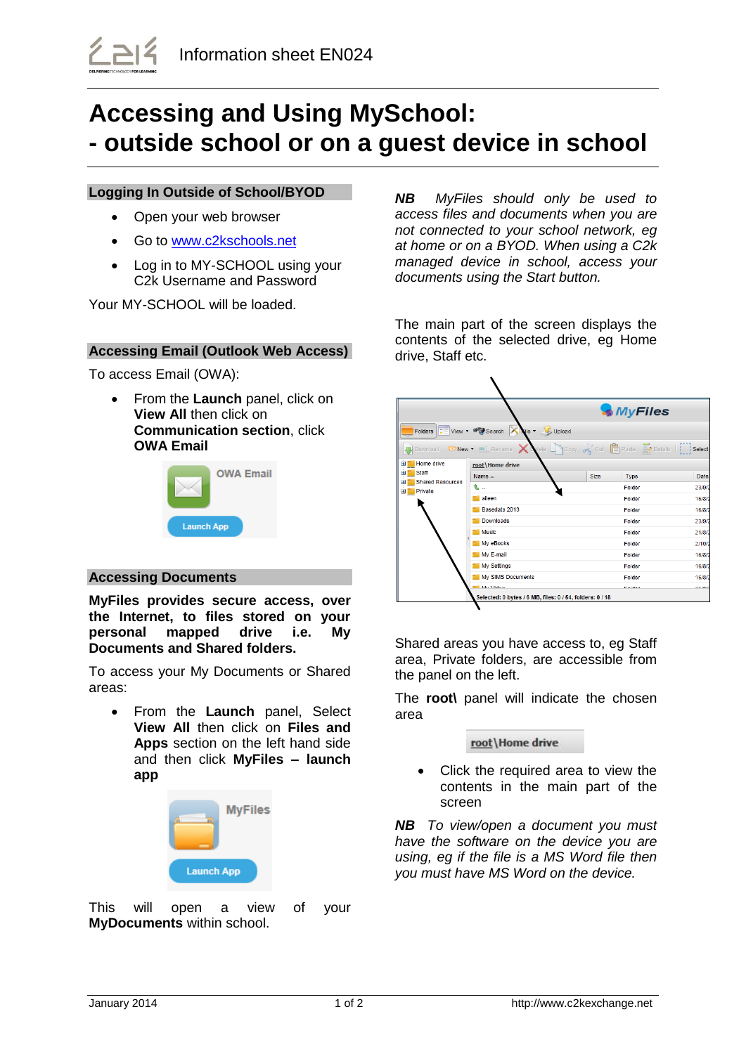Information sheet EN024

# Accessing and Using MySchool:
# - outside school or on a guest device in school

## Logging In Outside of School/BYOD

- Open your web browser
- Go to www.c2kschools.net
- Log in to MY-SCHOOL using your C2k Username and Password

Your MY-SCHOOL will be loaded.

## Accessing Email (Outlook Web Access)

To access Email (OWA):

- From the **Launch** panel, click on **View All** then click on **Communication section**, click **OWA Email**

## Accessing Documents

**MyFiles provides secure access, over the Internet, to files stored on your personal mapped drive i.e. My Documents and Shared folders.**

To access your My Documents or Shared areas:

- From the **Launch** panel, Select **View All** then click on **Files and Apps** section on the left hand side and then click **MyFiles – launch app**

This will open a view of your **MyDocuments** within school.

***NB*** *MyFiles should only be used to access files and documents when you are not connected to your school network, eg at home or on a BYOD. When using a C2k managed device in school, access your documents using the Start button.*

The main part of the screen displays the contents of the selected drive, eg Home drive, Staff etc.

Shared areas you have access to, eg Staff area, Private folders, are accessible from the panel on the left.

The **root\** panel will indicate the chosen area

- Click the required area to view the contents in the main part of the screen

***NB*** *To view/open a document you must have the software on the device you are using, eg if the file is a MS Word file then you must have MS Word on the device.*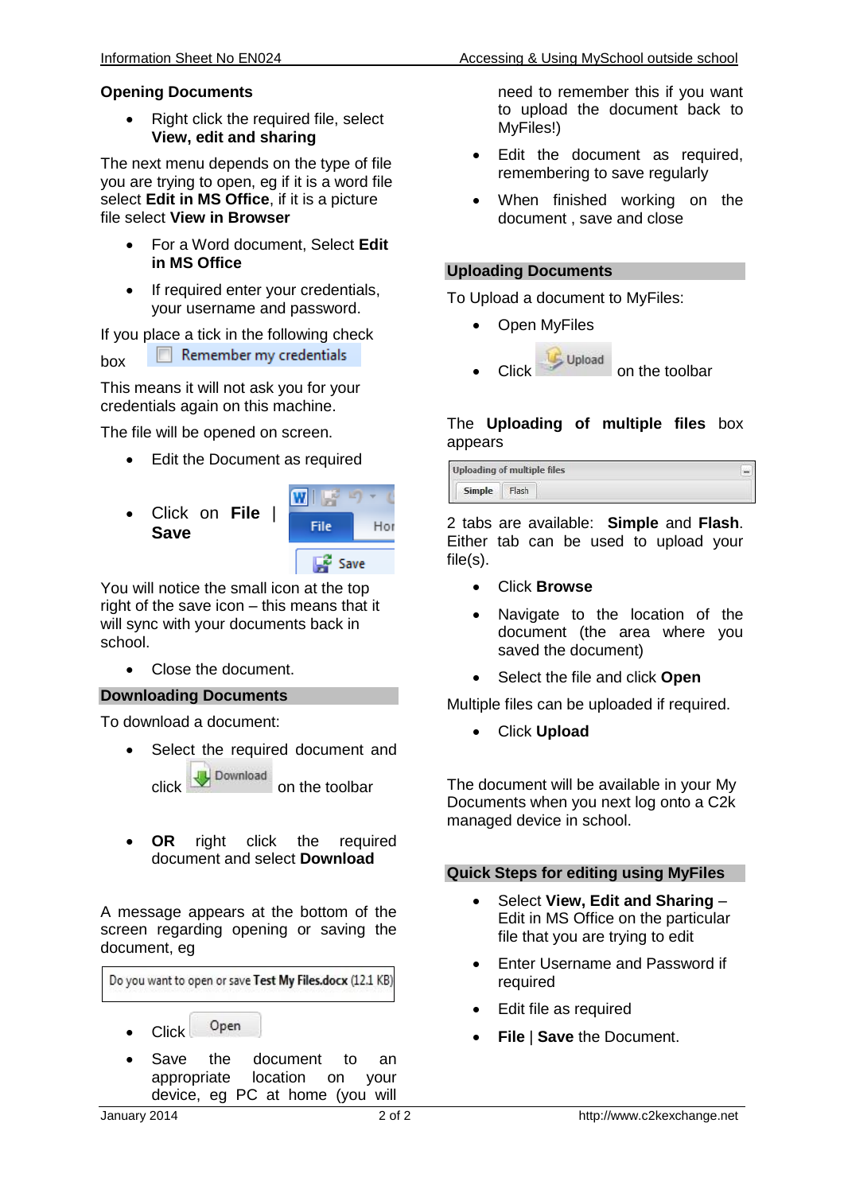## Opening Documents

- Right click the required file, select **View, edit and sharing**

The next menu depends on the type of file you are trying to open, eg if it is a word file select **Edit in MS Office**, if it is a picture file select **View in Browser**

- For a Word document, Select **Edit in MS Office**
- If required enter your credentials, your username and password.

If you place a tick in the following check box Remember my credentials

This means it will not ask you for your credentials again on this machine.

The file will be opened on screen.

- Edit the Document as required
- Click on **File** | **Save**

You will notice the small icon at the top right of the save icon – this means that it will sync with your documents back in school.

- Close the document.

## Downloading Documents

To download a document:

- Select the required document and click Download on the toolbar
- **OR** right click the required document and select **Download**

A message appears at the bottom of the screen regarding opening or saving the document, eg

Do you want to open or save **Test My Files.docx** (12.1 KB)

- Click Open
- Save the document to an appropriate location on your device, eg PC at home (you will need to remember this if you want to upload the document back to MyFiles!)
- Edit the document as required, remembering to save regularly
- When finished working on the document , save and close

## Uploading Documents

To Upload a document to MyFiles:

- Open MyFiles
- Click Upload on the toolbar

The **Uploading of multiple files** box appears

Uploading of multiple files
Simple Flash

2 tabs are available: **Simple** and **Flash**. Either tab can be used to upload your file(s).

- Click **Browse**
- Navigate to the location of the document (the area where you saved the document)
- Select the file and click **Open**

Multiple files can be uploaded if required.

- Click **Upload**

The document will be available in your My Documents when you next log onto a C2k managed device in school.

## Quick Steps for editing using MyFiles

- Select **View, Edit and Sharing** – Edit in MS Office on the particular file that you are trying to edit
- Enter Username and Password if required
- Edit file as required
- **File** | **Save** the Document.